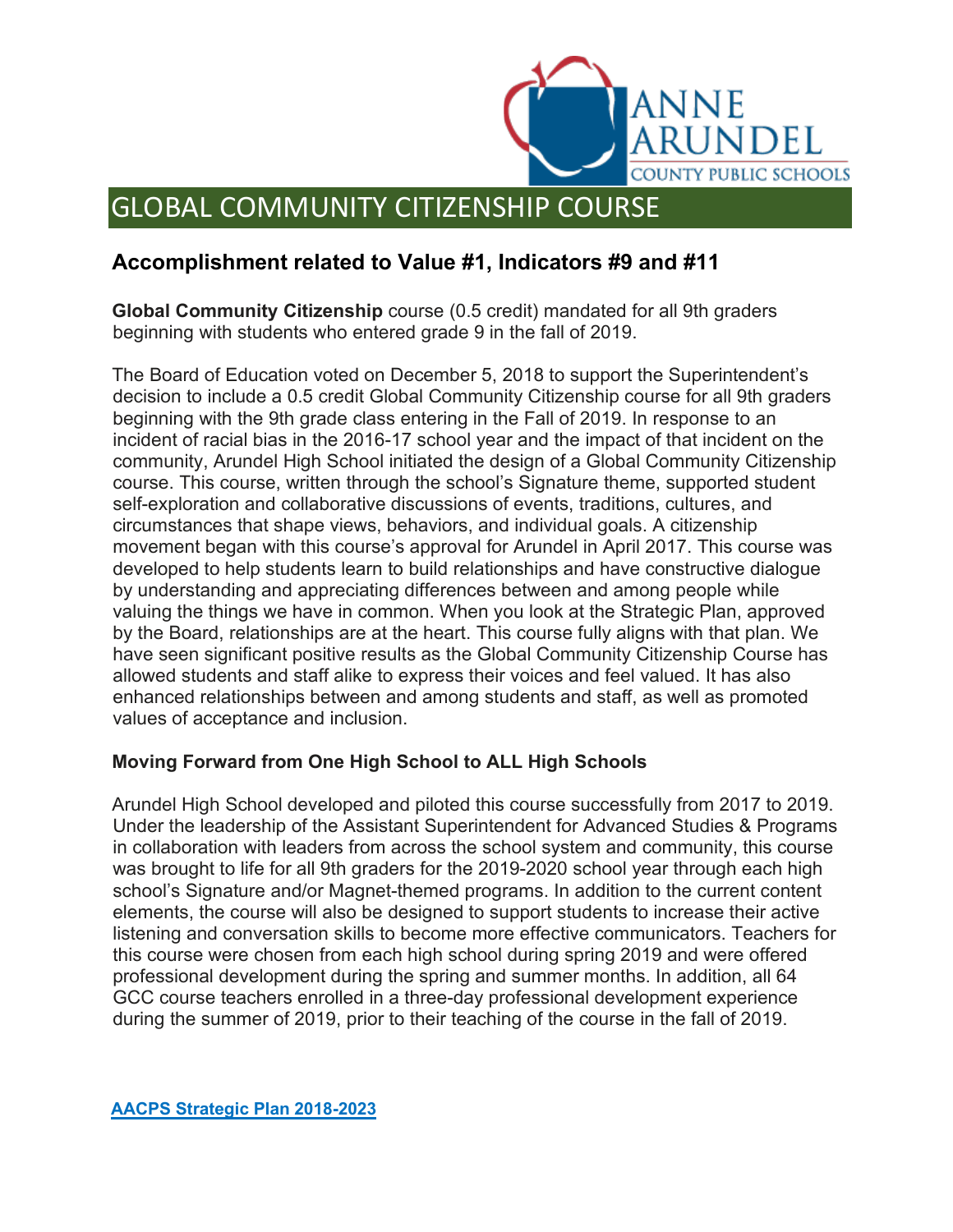# GLOBAL COMMUNITY CITIZENSHIP COURSE

## Accomplishment related to Value #1, Indicators #9 and #11

**Global Community Citizenship** course (0.5 credit) mandated for all 9th graders beginning with students who entered grade 9 in the fall of 2019.

The Board of Education voted on December 5, 2018 to support the Superintendent's decision to include a 0.5 credit Global Community Citizenship course for all 9th graders beginning with the 9th grade class entering in the Fall of 2019. In response to an incident of racial bias in the 2016-17 school year and the impact of that incident on the community, Arundel High School initiated the design of a Global Community Citizenship course. This course, written through the school's Signature theme, supported student self-exploration and collaborative discussions of events, traditions, cultures, and circumstances that shape views, behaviors, and individual goals. A citizenship movement began with this course's approval for Arundel in April 2017. This course was developed to help students learn to build relationships and have constructive dialogue by understanding and appreciating differences between and among people while valuing the things we have in common. When you look at the Strategic Plan, approved by the Board, relationships are at the heart. This course fully aligns with that plan. We have seen significant positive results as the Global Community Citizenship Course has allowed students and staff alike to express their voices and feel valued. It has also enhanced relationships between and among students and staff, as well as promoted values of acceptance and inclusion.

### Moving Forward from One High School to ALL High Schools

Arundel High School developed and piloted this course successfully from 2017 to 2019. Under the leadership of the Assistant Superintendent for Advanced Studies & Programs in collaboration with leaders from across the school system and community, this course was brought to life for all 9th graders for the 2019-2020 school year through each high school's Signature and/or Magnet-themed programs. In addition to the current content elements, the course will also be designed to support students to increase their active listening and conversation skills to become more effective communicators. Teachers for this course were chosen from each high school during spring 2019 and were offered professional development during the spring and summer months. In addition, all 64 GCC course teachers enrolled in a three-day professional development experience during the summer of 2019, prior to their teaching of the course in the fall of 2019.

**AACPS Strategic Plan 2018-2023**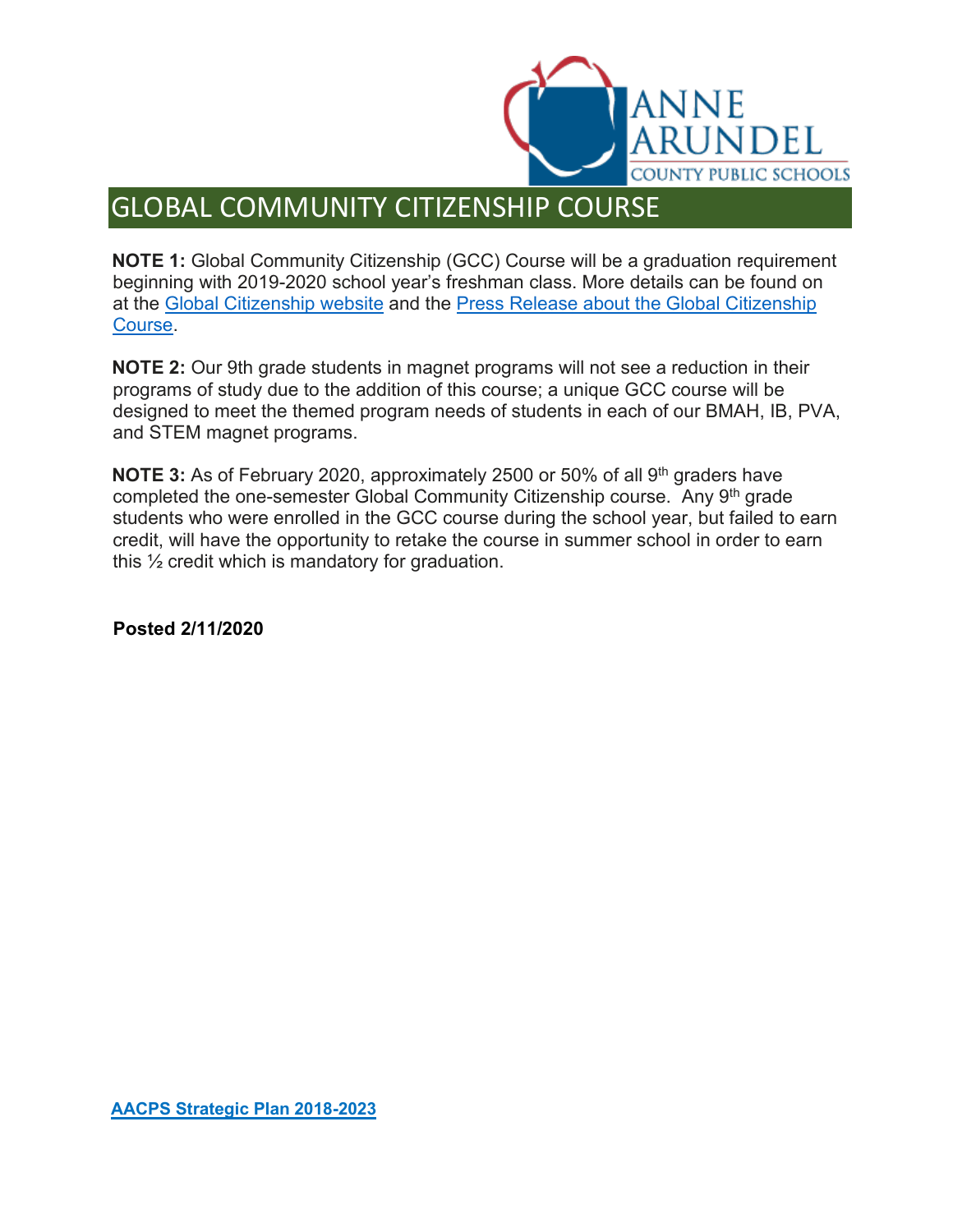# GLOBAL COMMUNITY CITIZENSHIP COURSE

**NOTE 1:** Global Community Citizenship (GCC) Course will be a graduation requirement beginning with 2019-2020 school year's freshman class. More details can be found on at the Global Citizenship website and the Press Release about the Global Citizenship Course.

**NOTE 2:** Our 9th grade students in magnet programs will not see a reduction in their programs of study due to the addition of this course; a unique GCC course will be designed to meet the themed program needs of students in each of our BMAH, IB, PVA, and STEM magnet programs.

**NOTE 3:** As of February 2020, approximately 2500 or 50% of all 9th graders have completed the one-semester Global Community Citizenship course. Any 9th grade students who were enrolled in the GCC course during the school year, but failed to earn credit, will have the opportunity to retake the course in summer school in order to earn this ½ credit which is mandatory for graduation.

**Posted 2/11/2020**

**AACPS Strategic Plan 2018-2023**